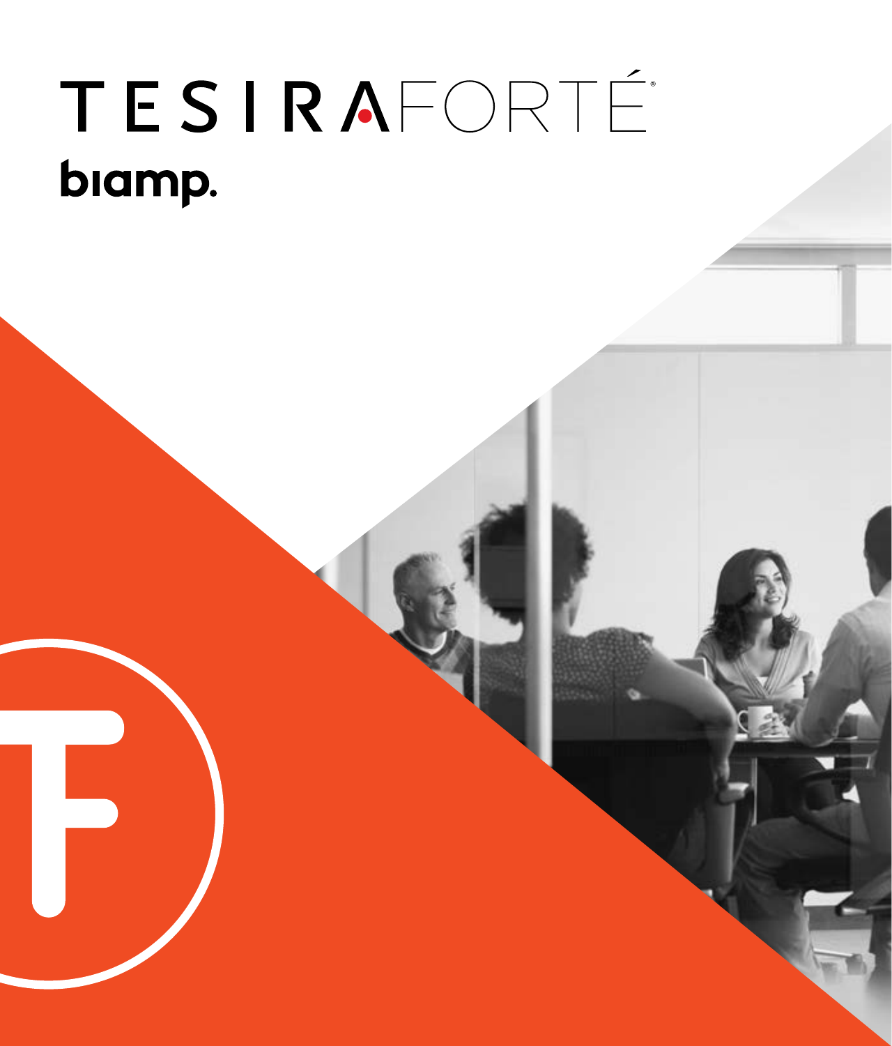# TESIRAFORTÉ®

biamp.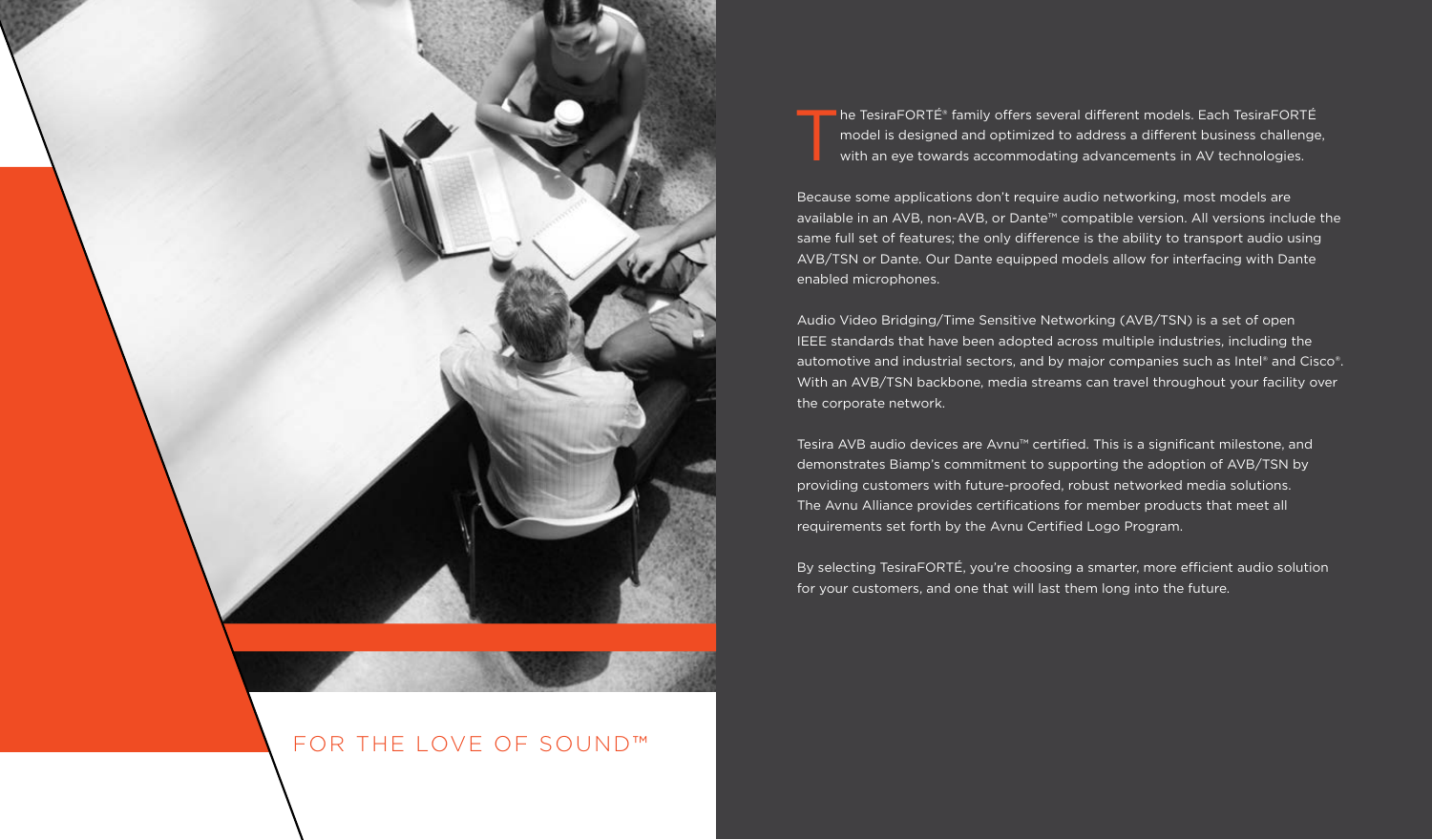FOR THE LOVE OF SOUND™

The TesiraFORTÉ® family offers several different models. Each TesiraFORTÉ model is designed and optimized to address a different business challenge, with an eye towards accommodating advancements in AV technologies.

Because some applications don't require audio networking, most models are available in an AVB, non-AVB, or Dante™ compatible version. All versions include the same full set of features; the only difference is the ability to transport audio using AVB/TSN or Dante. Our Dante equipped models allow for interfacing with Dante enabled microphones.

Audio Video Bridging/Time Sensitive Networking (AVB/TSN) is a set of open IEEE standards that have been adopted across multiple industries, including the automotive and industrial sectors, and by major companies such as Intel® and Cisco®. With an AVB/TSN backbone, media streams can travel throughout your facility over the corporate network.

Tesira AVB audio devices are Avnu™ certified. This is a significant milestone, and demonstrates Biamp's commitment to supporting the adoption of AVB/TSN by providing customers with future-proofed, robust networked media solutions. The Avnu Alliance provides certifications for member products that meet all requirements set forth by the Avnu Certified Logo Program.

By selecting TesiraFORTÉ, you're choosing a smarter, more efficient audio solution for your customers, and one that will last them long into the future.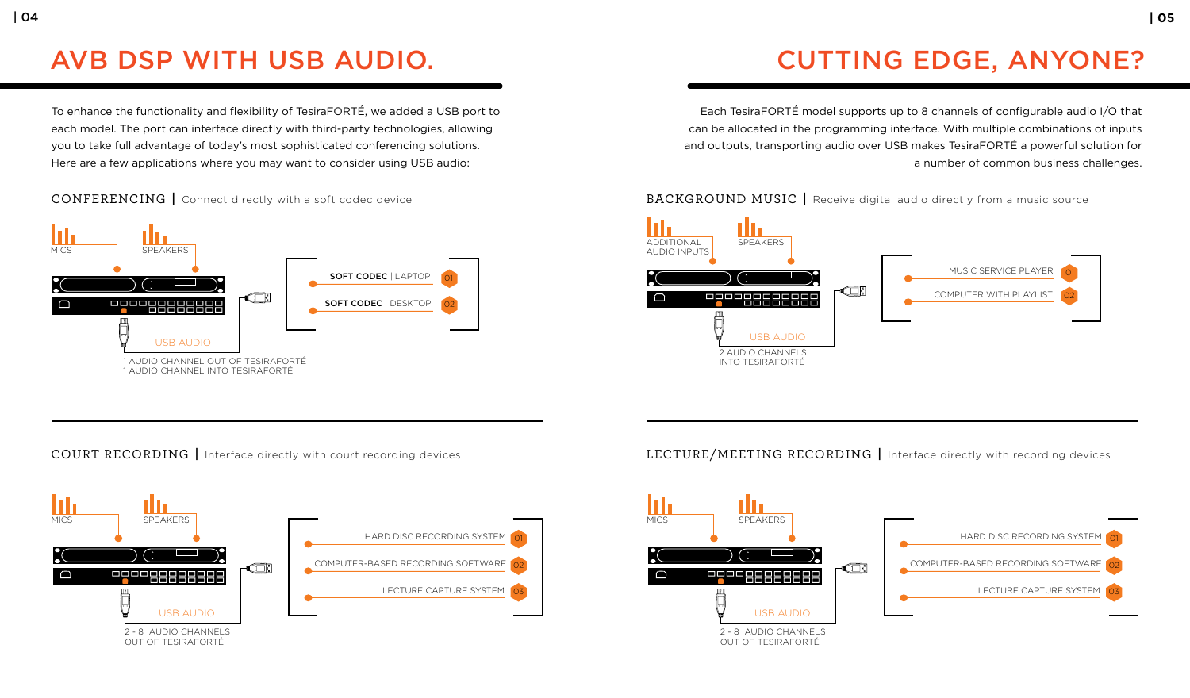# AVB DSP WITH USB AUDIO.

To enhance the functionality and flexibility of TesiraFORTÉ, we added a USB port to each model. The port can interface directly with third-party technologies, allowing you to take full advantage of today's most sophisticated conferencing solutions. Here are a few applications where you may want to consider using USB audio:

## CONFERENCING | Connect directly with a soft codec device

MICS

SPEAKERS

USB AUDIO

1 AUDIO CHANNEL OUT OF TESIRAFORTÉ
1 AUDIO CHANNEL INTO TESIRAFORTÉ

- **SOFT CODEC** | LAPTOP 01
- **SOFT CODEC** | DESKTOP 02

## COURT RECORDING | Interface directly with court recording devices

MICS

SPEAKERS

USB AUDIO

2 - 8 AUDIO CHANNELS OUT OF TESIRAFORTÉ

- HARD DISC RECORDING SYSTEM 01
- COMPUTER-BASED RECORDING SOFTWARE 02
- LECTURE CAPTURE SYSTEM 03

# CUTTING EDGE, ANYONE?

Each TesiraFORTÉ model supports up to 8 channels of configurable audio I/O that can be allocated in the programming interface. With multiple combinations of inputs and outputs, transporting audio over USB makes TesiraFORTÉ a powerful solution for a number of common business challenges.

## BACKGROUND MUSIC | Receive digital audio directly from a music source

ADDITIONAL AUDIO INPUTS

SPEAKERS

USB AUDIO

2 AUDIO CHANNELS INTO TESIRAFORTÉ

- MUSIC SERVICE PLAYER 01
- COMPUTER WITH PLAYLIST 02

## LECTURE/MEETING RECORDING | Interface directly with recording devices

MICS

SPEAKERS

USB AUDIO

2 - 8 AUDIO CHANNELS OUT OF TESIRAFORTÉ

- HARD DISC RECORDING SYSTEM 01
- COMPUTER-BASED RECORDING SOFTWARE 02
- LECTURE CAPTURE SYSTEM 03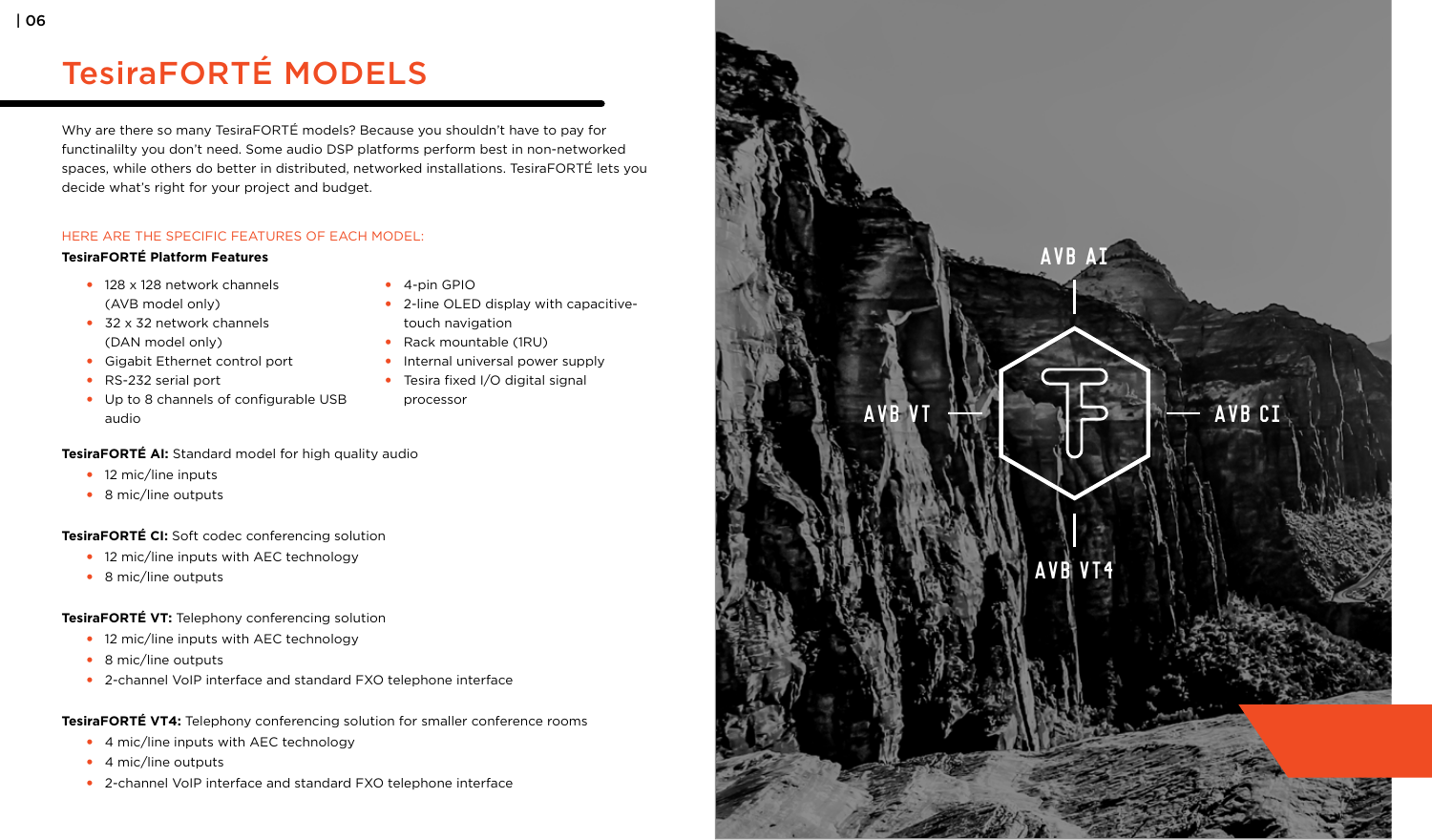# TesiraFORTÉ MODELS

Why are there so many TesiraFORTÉ models? Because you shouldn't have to pay for functinalilty you don't need. Some audio DSP platforms perform best in non-networked spaces, while others do better in distributed, networked installations. TesiraFORTÉ lets you decide what's right for your project and budget.

HERE ARE THE SPECIFIC FEATURES OF EACH MODEL:

**TesiraFORTÉ Platform Features**

- 128 x 128 network channels (AVB model only)
- 32 x 32 network channels (DAN model only)
- Gigabit Ethernet control port
- RS-232 serial port
- Up to 8 channels of configurable USB audio
- 4-pin GPIO
- 2-line OLED display with capacitive-touch navigation
- Rack mountable (1RU)
- Internal universal power supply
- Tesira fixed I/O digital signal processor

**TesiraFORTÉ AI:** Standard model for high quality audio

- 12 mic/line inputs
- 8 mic/line outputs

**TesiraFORTÉ CI:** Soft codec conferencing solution

- 12 mic/line inputs with AEC technology
- 8 mic/line outputs

**TesiraFORTÉ VT:** Telephony conferencing solution

- 12 mic/line inputs with AEC technology
- 8 mic/line outputs
- 2-channel VoIP interface and standard FXO telephone interface

**TesiraFORTÉ VT4:** Telephony conferencing solution for smaller conference rooms

- 4 mic/line inputs with AEC technology
- 4 mic/line outputs
- 2-channel VoIP interface and standard FXO telephone interface

AVB AI

AVB VT

AVB CI

AVB VT4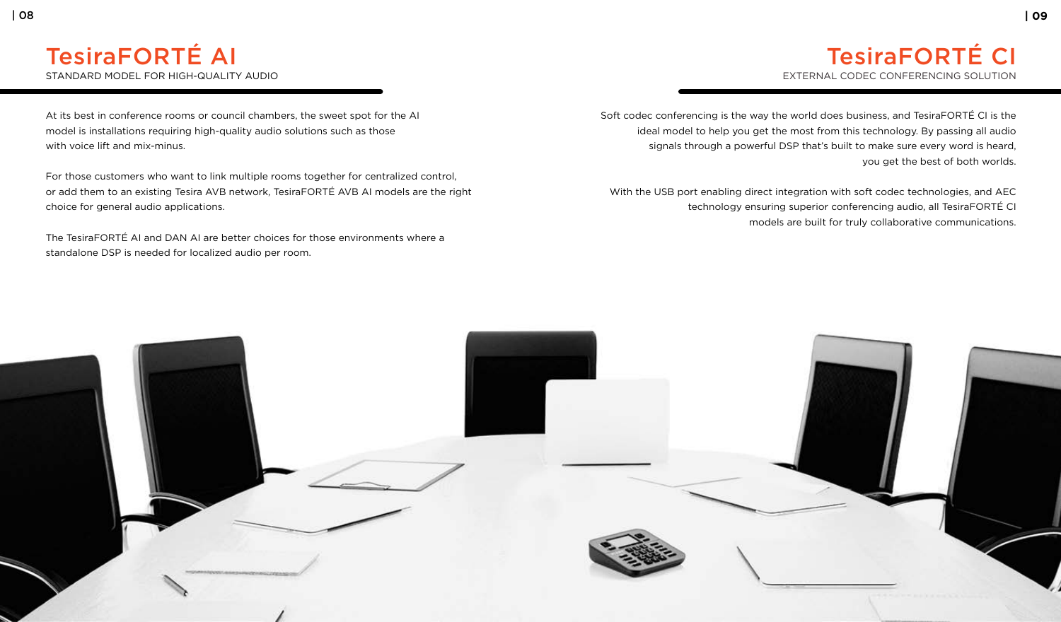# TesiraFORTÉ AI

STANDARD MODEL FOR HIGH-QUALITY AUDIO

At its best in conference rooms or council chambers, the sweet spot for the AI model is installations requiring high-quality audio solutions such as those with voice lift and mix-minus.

For those customers who want to link multiple rooms together for centralized control, or add them to an existing Tesira AVB network, TesiraFORTÉ AVB AI models are the right choice for general audio applications.

The TesiraFORTÉ AI and DAN AI are better choices for those environments where a standalone DSP is needed for localized audio per room.

# TesiraFORTÉ CI

EXTERNAL CODEC CONFERENCING SOLUTION

Soft codec conferencing is the way the world does business, and TesiraFORTÉ CI is the ideal model to help you get the most from this technology. By passing all audio signals through a powerful DSP that's built to make sure every word is heard, you get the best of both worlds.

With the USB port enabling direct integration with soft codec technologies, and AEC technology ensuring superior conferencing audio, all TesiraFORTÉ CI models are built for truly collaborative communications.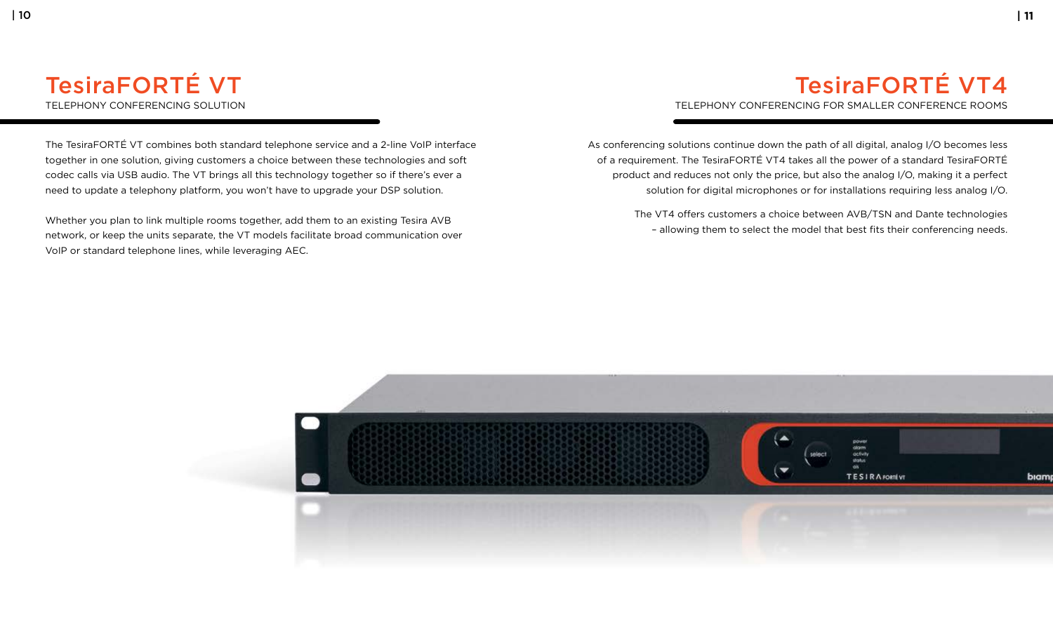# TesiraFORTÉ VT

TELEPHONY CONFERENCING SOLUTION

The TesiraFORTÉ VT combines both standard telephone service and a 2-line VoIP interface together in one solution, giving customers a choice between these technologies and soft codec calls via USB audio. The VT brings all this technology together so if there's ever a need to update a telephony platform, you won't have to upgrade your DSP solution.

Whether you plan to link multiple rooms together, add them to an existing Tesira AVB network, or keep the units separate, the VT models facilitate broad communication over VoIP or standard telephone lines, while leveraging AEC.

# TesiraFORTÉ VT4

TELEPHONY CONFERENCING FOR SMALLER CONFERENCE ROOMS

As conferencing solutions continue down the path of all digital, analog I/O becomes less of a requirement. The TesiraFORTÉ VT4 takes all the power of a standard TesiraFORTÉ product and reduces not only the price, but also the analog I/O, making it a perfect solution for digital microphones or for installations requiring less analog I/O.

The VT4 offers customers a choice between AVB/TSN and Dante technologies – allowing them to select the model that best fits their conferencing needs.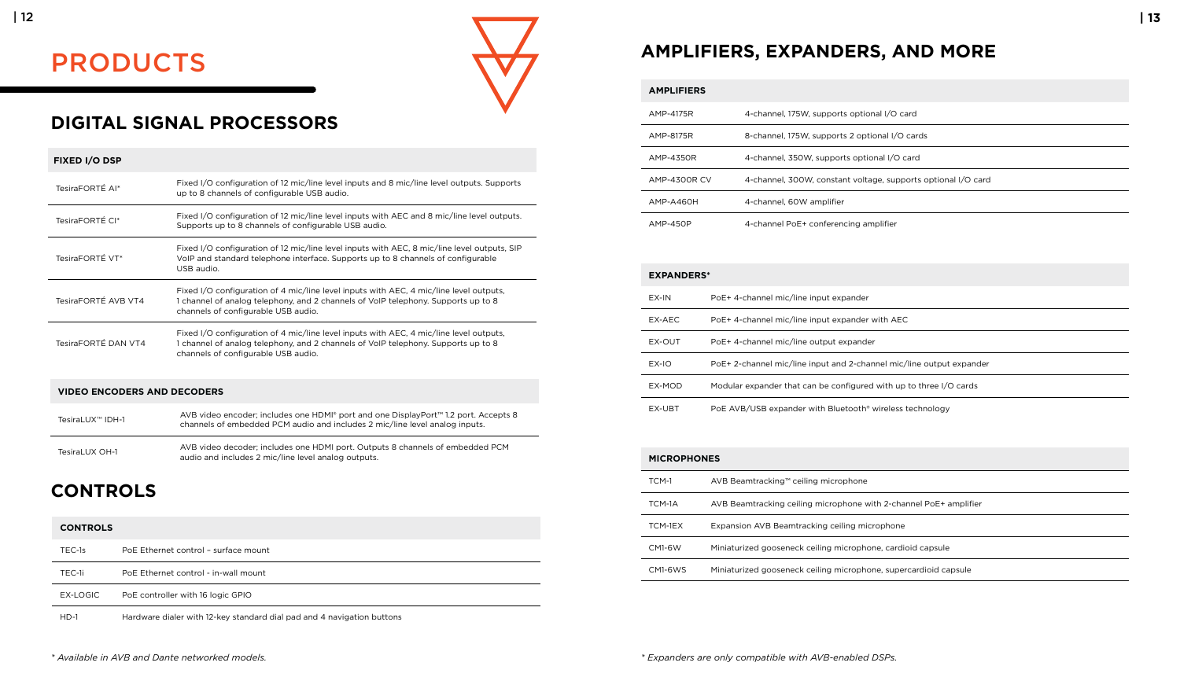# PRODUCTS

## DIGITAL SIGNAL PROCESSORS

| FIXED I/O DSP | |
|---|---|
| TesiraFORTÉ AI* | Fixed I/O configuration of 12 mic/line level inputs and 8 mic/line level outputs. Supports up to 8 channels of configurable USB audio. |
| TesiraFORTÉ CI* | Fixed I/O configuration of 12 mic/line level inputs with AEC and 8 mic/line level outputs. Supports up to 8 channels of configurable USB audio. |
| TesiraFORTÉ VT* | Fixed I/O configuration of 12 mic/line level inputs with AEC, 8 mic/line level outputs, SIP VoIP and standard telephone interface. Supports up to 8 channels of configurable USB audio. |
| TesiraFORTÉ AVB VT4 | Fixed I/O configuration of 4 mic/line level inputs with AEC, 4 mic/line level outputs, 1 channel of analog telephony, and 2 channels of VoIP telephony. Supports up to 8 channels of configurable USB audio. |
| TesiraFORTÉ DAN VT4 | Fixed I/O configuration of 4 mic/line level inputs with AEC, 4 mic/line level outputs, 1 channel of analog telephony, and 2 channels of VoIP telephony. Supports up to 8 channels of configurable USB audio. |

| VIDEO ENCODERS AND DECODERS | |
|---|---|
| TesiraLUX™ IDH-1 | AVB video encoder; includes one HDMI® port and one DisplayPort™ 1.2 port. Accepts 8 channels of embedded PCM audio and includes 2 mic/line level analog inputs. |
| TesiraLUX OH-1 | AVB video decoder; includes one HDMI port. Outputs 8 channels of embedded PCM audio and includes 2 mic/line level analog outputs. |

## CONTROLS

| CONTROLS | |
|---|---|
| TEC-1s | PoE Ethernet control - surface mount |
| TEC-1i | PoE Ethernet control - in-wall mount |
| EX-LOGIC | PoE controller with 16 logic GPIO |
| HD-1 | Hardware dialer with 12-key standard dial pad and 4 navigation buttons |

*\* Available in AVB and Dante networked models.*

## AMPLIFIERS, EXPANDERS, AND MORE

| AMPLIFIERS | |
|---|---|
| AMP-4175R | 4-channel, 175W, supports optional I/O card |
| AMP-8175R | 8-channel, 175W, supports 2 optional I/O cards |
| AMP-4350R | 4-channel, 350W, supports optional I/O card |
| AMP-4300R CV | 4-channel, 300W, constant voltage, supports optional I/O card |
| AMP-A460H | 4-channel, 60W amplifier |
| AMP-450P | 4-channel PoE+ conferencing amplifier |

| EXPANDERS* | |
|---|---|
| EX-IN | PoE+ 4-channel mic/line input expander |
| EX-AEC | PoE+ 4-channel mic/line input expander with AEC |
| EX-OUT | PoE+ 4-channel mic/line output expander |
| EX-IO | PoE+ 2-channel mic/line input and 2-channel mic/line output expander |
| EX-MOD | Modular expander that can be configured with up to three I/O cards |
| EX-UBT | PoE AVB/USB expander with Bluetooth® wireless technology |

| MICROPHONES | |
|---|---|
| TCM-1 | AVB Beamtracking™ ceiling microphone |
| TCM-1A | AVB Beamtracking ceiling microphone with 2-channel PoE+ amplifier |
| TCM-1EX | Expansion AVB Beamtracking ceiling microphone |
| CM1-6W | Miniaturized gooseneck ceiling microphone, cardioid capsule |
| CM1-6WS | Miniaturized gooseneck ceiling microphone, supercardioid capsule |

*\* Expanders are only compatible with AVB-enabled DSPs.*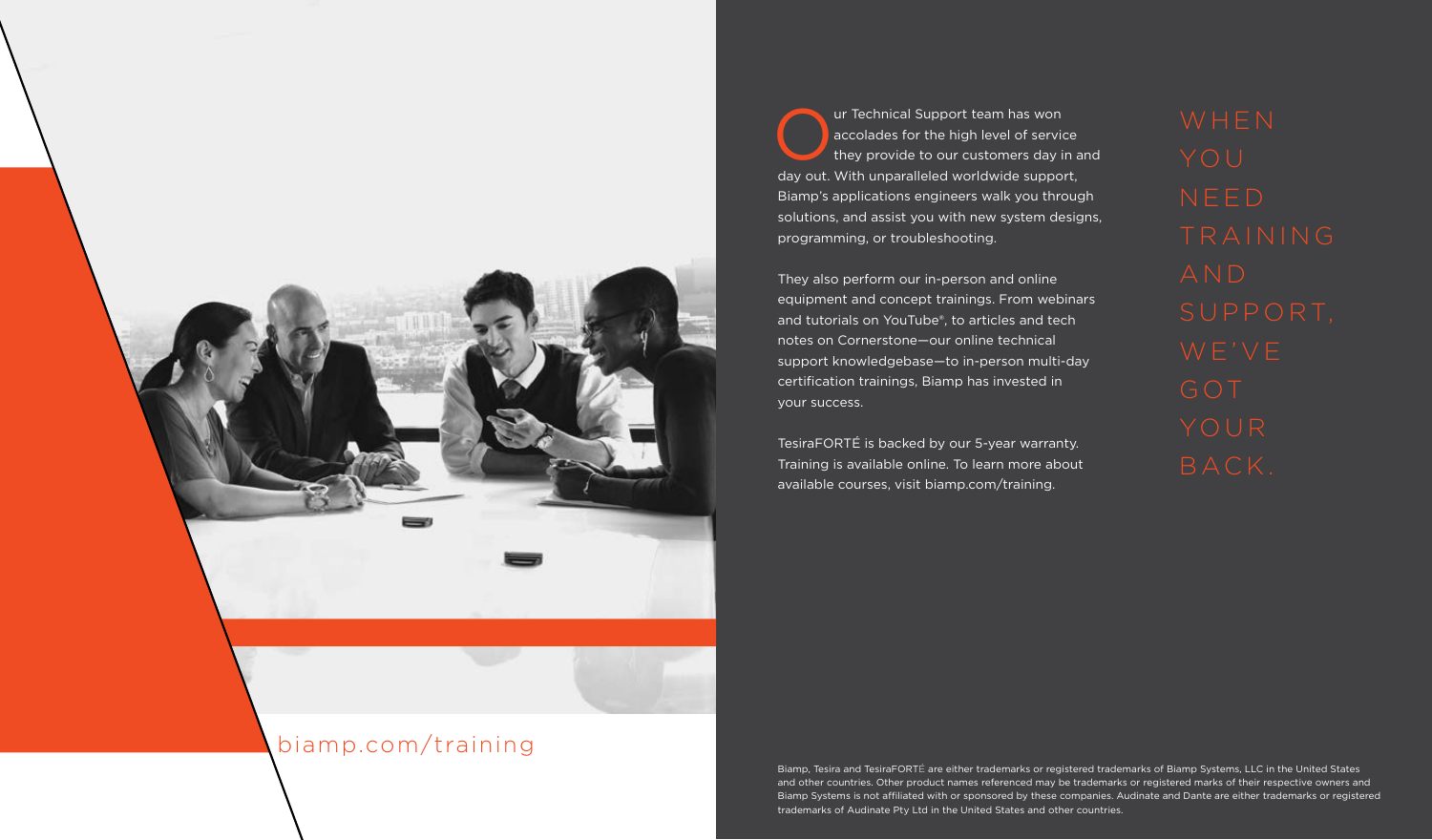biamp.com/training

Our Technical Support team has won accolades for the high level of service they provide to our customers day in and day out. With unparalleled worldwide support, Biamp's applications engineers walk you through solutions, and assist you with new system designs, programming, or troubleshooting.

They also perform our in-person and online equipment and concept trainings. From webinars and tutorials on YouTube®, to articles and tech notes on Cornerstone—our online technical support knowledgebase—to in-person multi-day certification trainings, Biamp has invested in your success.

TesiraFORTÉ is backed by our 5-year warranty. Training is available online. To learn more about available courses, visit biamp.com/training.

## WHEN YOU NEED TRAINING AND SUPPORT, WE'VE GOT YOUR BACK.

Biamp, Tesira and TesiraFORTÉ are either trademarks or registered trademarks of Biamp Systems, LLC in the United States and other countries. Other product names referenced may be trademarks or registered marks of their respective owners and Biamp Systems is not affiliated with or sponsored by these companies. Audinate and Dante are either trademarks or registered trademarks of Audinate Pty Ltd in the United States and other countries.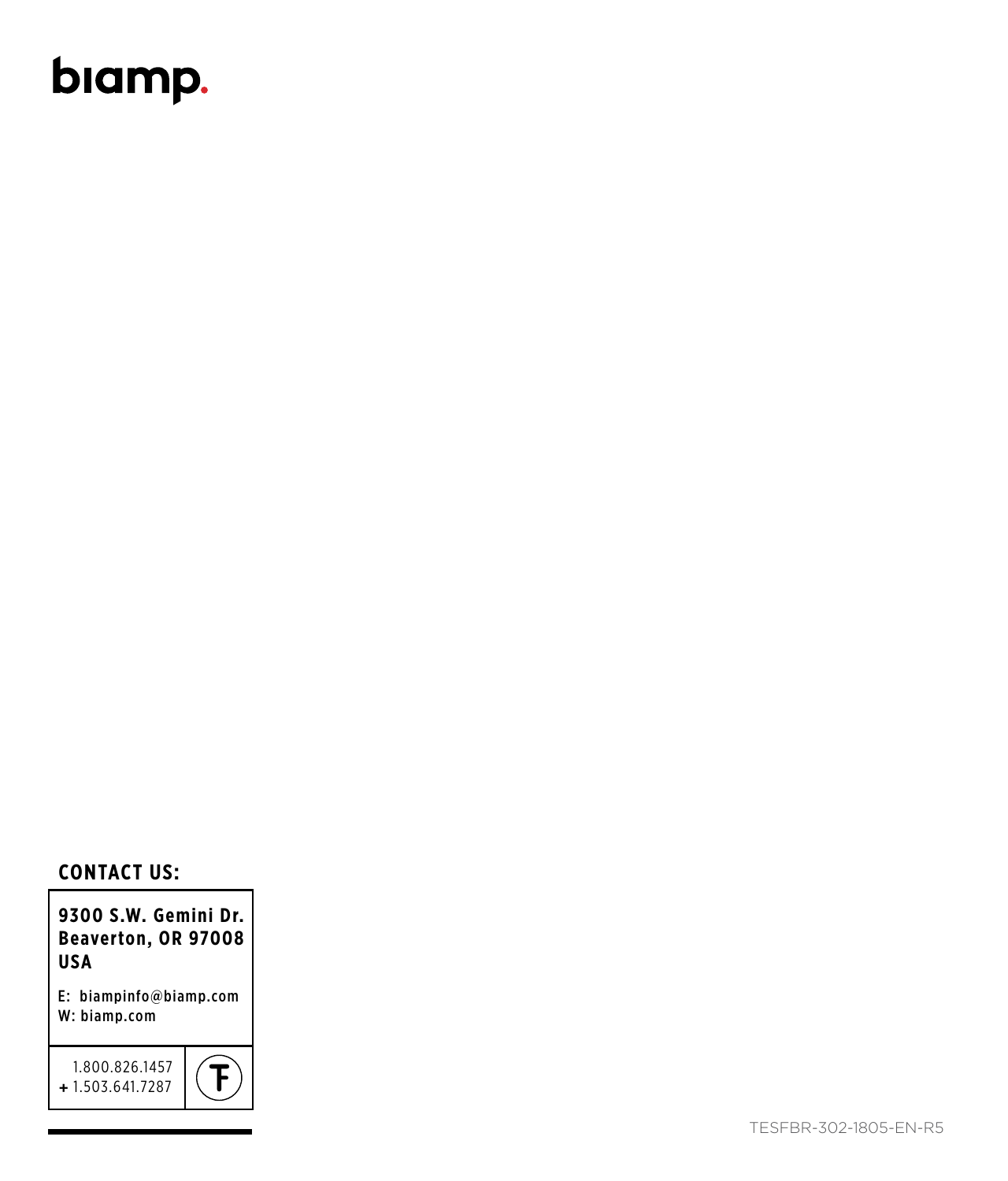biamp.

**CONTACT US:**

**9300 S.W. Gemini Dr.**
**Beaverton, OR 97008**
**USA**

E: biampinfo@biamp.com
W: biamp.com

1.800.826.1457
+ 1.503.641.7287

TESFBR-302-1805-EN-R5